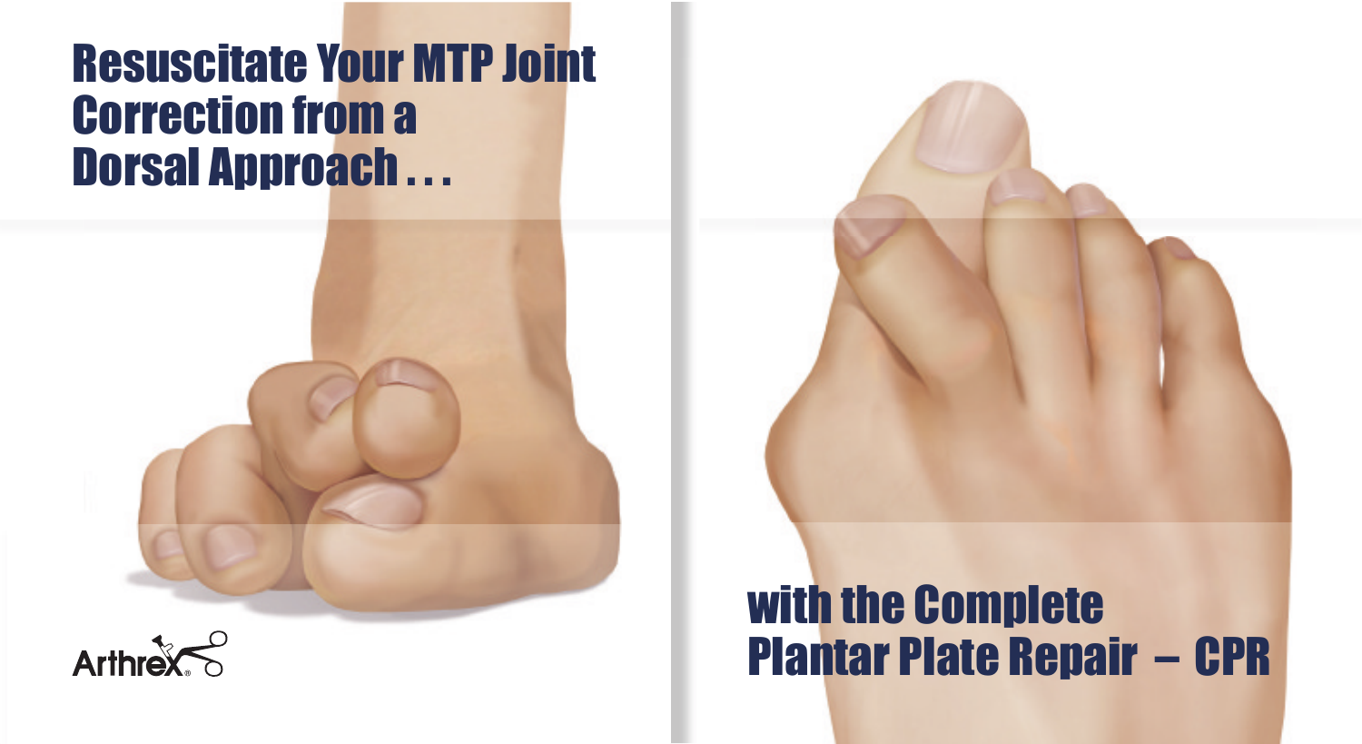# Resuscitate Your MTP Joint Correction from a Dorsal Approach . . .

# with the Complete Plantar Plate Repair – CPR

Arthrex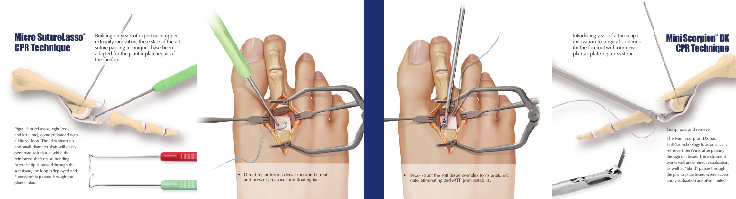## Micro SutureLasso™ CPR Technique

Building on years of expertise in upper extremity innovation, these state-of-the-art suture passing techniques have been adapted for the plantar plate repair of the forefoot.

Pigtail SutureLassos, right (red) and left (lime), come preloaded with a Nitinol loop. The ultra sharp tip and small diameter shaft will easily penetrate soft tissue, while the reinforced shaft resists bending. After the tip is passed through the soft tissue, the loop is deployed and FiberWire® is passed through the plantar plate.

- Direct repair from a dorsal incision to treat and prevent crossover and floating toe

- Reconstruct the soft tissue complex to its anatomic state, eliminating 2nd MTP joint instability

## Mini Scorpion™ DX CPR Technique

Introducing years of arthroscopic innovation to surgical solutions for the forefoot with our new plantar plate repair system.

Grasp, pass and retrieve.

The Mini Scorpion DX has FastPass technology to automatically retrieve FiberWire, after passing through soft tissue. The instrument works well under direct visualization, as well as "blind" passes through the plantar plate tissue, where access and visualization are often limited.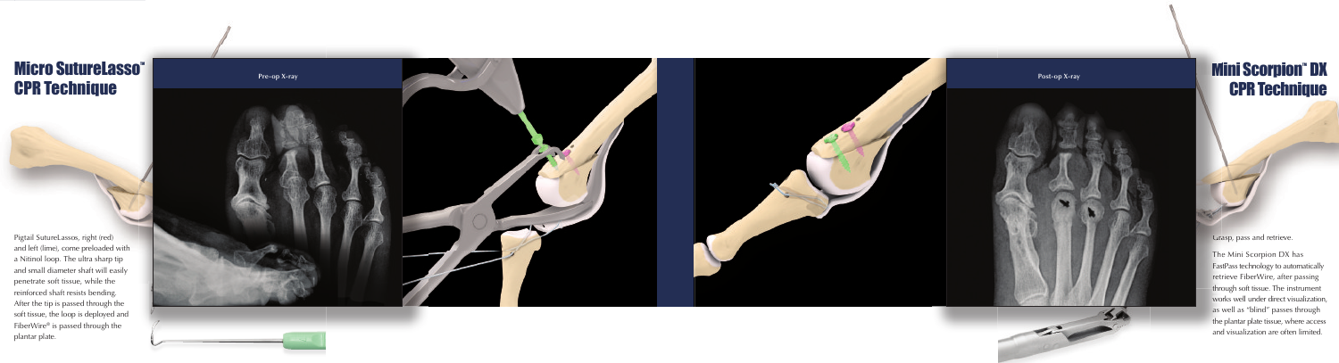# Micro SutureLasso™ CPR Technique

Pigtail SutureLassos, right (red) and left (lime), come preloaded with a Nitinol loop. The ultra sharp tip and small diameter shaft will easily penetrate soft tissue, while the reinforced shaft resists bending. After the tip is passed through the soft tissue, the loop is deployed and FiberWire® is passed through the plantar plate.

Pre-op X-ray

Post-op X-ray

# Mini Scorpion™ DX CPR Technique

Grasp, pass and retrieve.

The Mini Scorpion DX has FastPass technology to automatically retrieve FiberWire, after passing through soft tissue. The instrument works well under direct visualization, as well as "blind" passes through the plantar plate tissue, where access and visualization are often limited.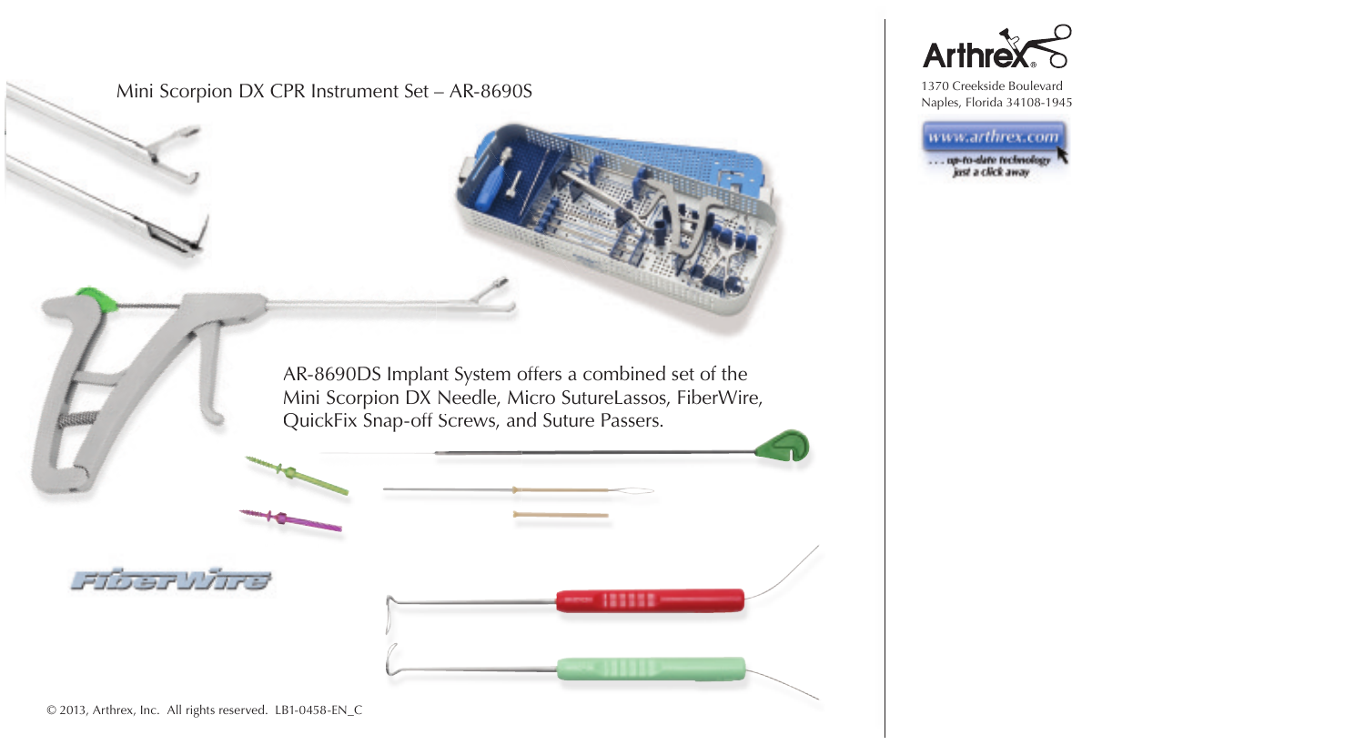Mini Scorpion DX CPR Instrument Set – AR-8690S

AR-8690DS Implant System offers a combined set of the Mini Scorpion DX Needle, Micro SutureLassos, FiberWire, QuickFix Snap-off Screws, and Suture Passers.

FiberWire

© 2013, Arthrex, Inc. All rights reserved. LB1-0458-EN_C

Arthrex

1370 Creekside Boulevard
Naples, Florida 34108-1945

www.arthrex.com
. . . up-to-date technology just a click away